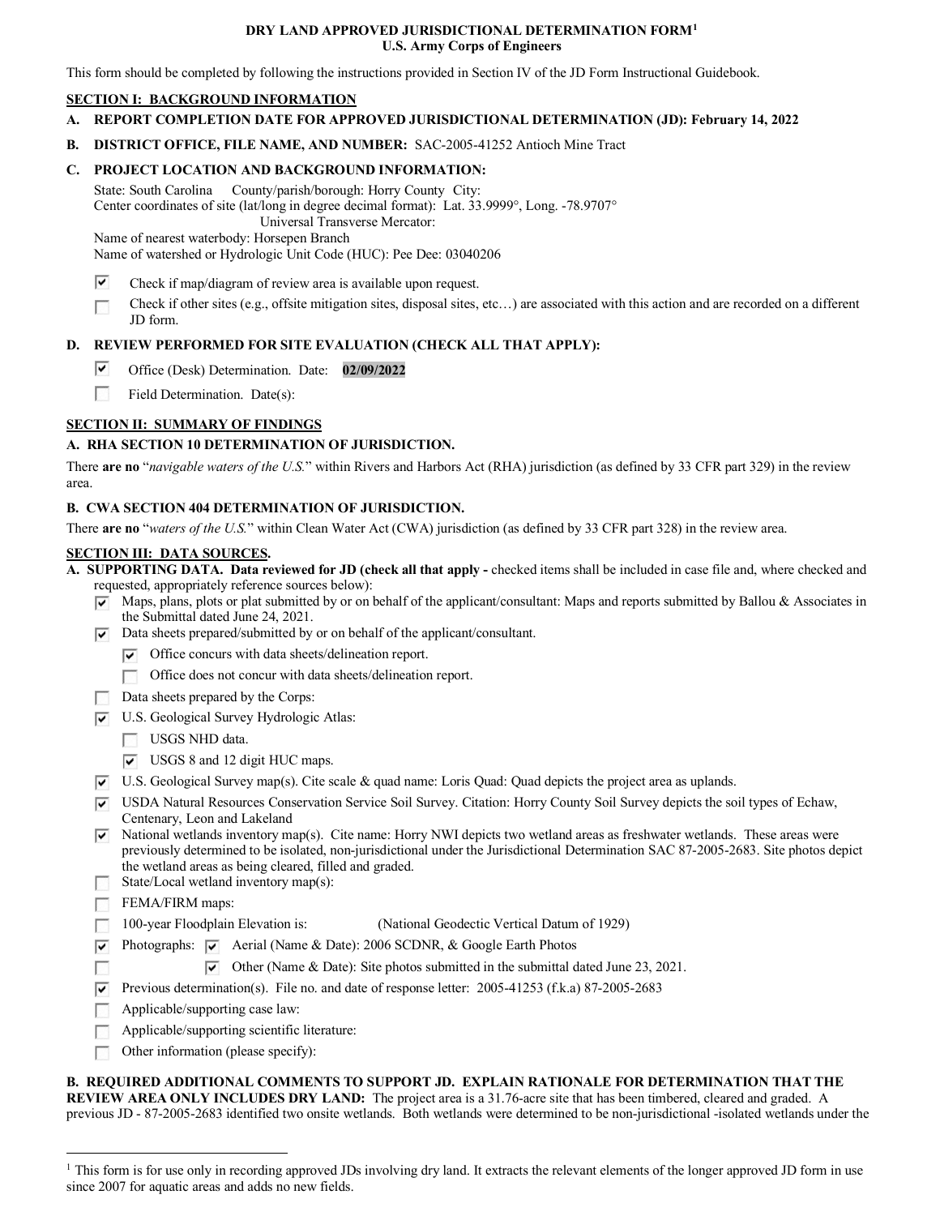**DRY LAND APPROVED JURISDICTIONAL DETERMINATION FORM[1]**
**U.S. Army Corps of Engineers**

This form should be completed by following the instructions provided in Section IV of the JD Form Instructional Guidebook.

## SECTION I: BACKGROUND INFORMATION

**A. REPORT COMPLETION DATE FOR APPROVED JURISDICTIONAL DETERMINATION (JD): February 14, 2022**

**B. DISTRICT OFFICE, FILE NAME, AND NUMBER:** SAC-2005-41252 Antioch Mine Tract

**C. PROJECT LOCATION AND BACKGROUND INFORMATION:**

State: South Carolina County/parish/borough: Horry County City:
Center coordinates of site (lat/long in degree decimal format): Lat. 33.9999°, Long. -78.9707°
Universal Transverse Mercator:
Name of nearest waterbody: Horsepen Branch
Name of watershed or Hydrologic Unit Code (HUC): Pee Dee: 03040206

☑ Check if map/diagram of review area is available upon request.
☐ Check if other sites (e.g., offsite mitigation sites, disposal sites, etc…) are associated with this action and are recorded on a different JD form.

**D. REVIEW PERFORMED FOR SITE EVALUATION (CHECK ALL THAT APPLY):**

☑ Office (Desk) Determination. Date: **02/09/2022**
☐ Field Determination. Date(s):

## SECTION II: SUMMARY OF FINDINGS

**A. RHA SECTION 10 DETERMINATION OF JURISDICTION.**

There **are no** "*navigable waters of the U.S.*" within Rivers and Harbors Act (RHA) jurisdiction (as defined by 33 CFR part 329) in the review area.

**B. CWA SECTION 404 DETERMINATION OF JURISDICTION.**

There **are no** "*waters of the U.S.*" within Clean Water Act (CWA) jurisdiction (as defined by 33 CFR part 328) in the review area.

## SECTION III: DATA SOURCES.

**A. SUPPORTING DATA. Data reviewed for JD (check all that apply -** checked items shall be included in case file and, where checked and requested, appropriately reference sources below):

- ☑ Maps, plans, plots or plat submitted by or on behalf of the applicant/consultant: Maps and reports submitted by Ballou & Associates in the Submittal dated June 24, 2021.
- ☑ Data sheets prepared/submitted by or on behalf of the applicant/consultant.
  - ☑ Office concurs with data sheets/delineation report.
  - ☐ Office does not concur with data sheets/delineation report.
- ☐ Data sheets prepared by the Corps:
- ☑ U.S. Geological Survey Hydrologic Atlas:
  - ☐ USGS NHD data.
  - ☑ USGS 8 and 12 digit HUC maps.
- ☑ U.S. Geological Survey map(s). Cite scale & quad name: Loris Quad: Quad depicts the project area as uplands.
- ☑ USDA Natural Resources Conservation Service Soil Survey. Citation: Horry County Soil Survey depicts the soil types of Echaw, Centenary, Leon and Lakeland
- ☑ National wetlands inventory map(s). Cite name: Horry NWI depicts two wetland areas as freshwater wetlands. These areas were previously determined to be isolated, non-jurisdictional under the Jurisdictional Determination SAC 87-2005-2683. Site photos depict the wetland areas as being cleared, filled and graded.
- ☐ State/Local wetland inventory map(s):
- ☐ FEMA/FIRM maps:
- ☐ 100-year Floodplain Elevation is: (National Geodectic Vertical Datum of 1929)
- ☑ Photographs: ☑ Aerial (Name & Date): 2006 SCDNR, & Google Earth Photos
- ☐ ☑ Other (Name & Date): Site photos submitted in the submittal dated June 23, 2021.
- ☑ Previous determination(s). File no. and date of response letter: 2005-41253 (f.k.a) 87-2005-2683
- ☐ Applicable/supporting case law:
- ☐ Applicable/supporting scientific literature:
- ☐ Other information (please specify):

**B. REQUIRED ADDITIONAL COMMENTS TO SUPPORT JD. EXPLAIN RATIONALE FOR DETERMINATION THAT THE REVIEW AREA ONLY INCLUDES DRY LAND:** The project area is a 31.76-acre site that has been timbered, cleared and graded. A previous JD - 87-2005-2683 identified two onsite wetlands. Both wetlands were determined to be non-jurisdictional -isolated wetlands under the

---

[1] This form is for use only in recording approved JDs involving dry land. It extracts the relevant elements of the longer approved JD form in use since 2007 for aquatic areas and adds no new fields.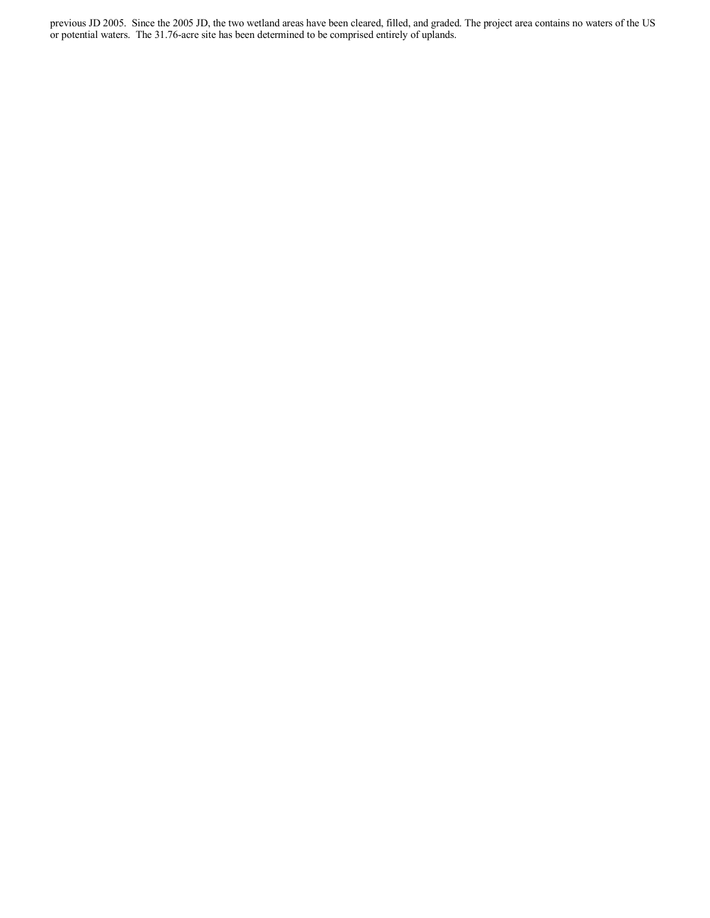previous JD 2005. Since the 2005 JD, the two wetland areas have been cleared, filled, and graded. The project area contains no waters of the US or potential waters. The 31.76-acre site has been determined to be comprised entirely of uplands.